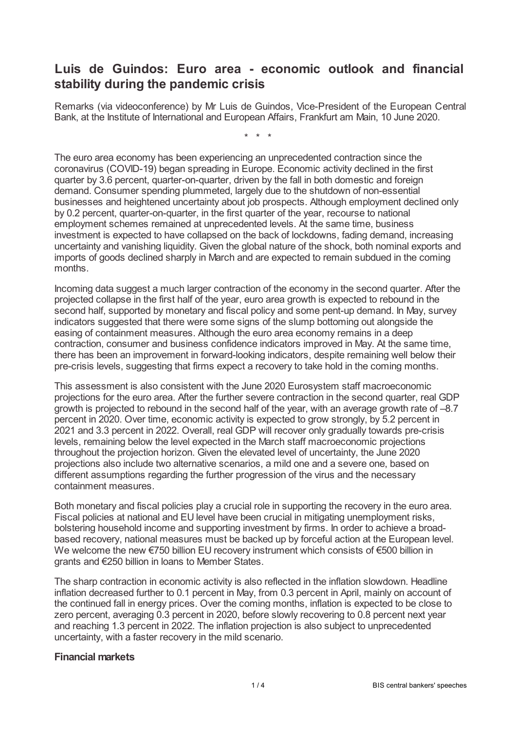# Luis de Guindos: Euro area - economic outlook and financial stability during the pandemic crisis

Remarks (via videoconference) by Mr Luis de Guindos, Vice-President of the European Central Bank, at the Institute of International and European Affairs, Frankfurt am Main, 10 June 2020.

\* \* \*

The euro area economy has been experiencing an unprecedented contraction since the coronavirus (COVID-19) began spreading in Europe. Economic activity declined in the first quarter by 3.6 percent, quarter-on-quarter, driven by the fall in both domestic and foreign demand. Consumer spending plummeted, largely due to the shutdown of non-essential businesses and heightened uncertainty about job prospects. Although employment declined only by 0.2 percent, quarter-on-quarter, in the first quarter of the year, recourse to national employment schemes remained at unprecedented levels. At the same time, business investment is expected to have collapsed on the back of lockdowns, fading demand, increasing uncertainty and vanishing liquidity. Given the global nature of the shock, both nominal exports and imports of goods declined sharply in March and are expected to remain subdued in the coming months.

Incoming data suggest a much larger contraction of the economy in the second quarter. After the projected collapse in the first half of the year, euro area growth is expected to rebound in the second half, supported by monetary and fiscal policy and some pent-up demand. In May, survey indicators suggested that there were some signs of the slump bottoming out alongside the easing of containment measures. Although the euro area economy remains in a deep contraction, consumer and business confidence indicators improved in May. At the same time, there has been an improvement in forward-looking indicators, despite remaining well below their pre-crisis levels, suggesting that firms expect a recovery to take hold in the coming months.

This assessment is also consistent with the June 2020 Eurosystem staff macroeconomic projections for the euro area. After the further severe contraction in the second quarter, real GDP growth is projected to rebound in the second half of the year, with an average growth rate of –8.7 percent in 2020. Over time, economic activity is expected to grow strongly, by 5.2 percent in 2021 and 3.3 percent in 2022. Overall, real GDP will recover only gradually towards pre-crisis levels, remaining below the level expected in the March staff macroeconomic projections throughout the projection horizon. Given the elevated level of uncertainty, the June 2020 projections also include two alternative scenarios, a mild one and a severe one, based on different assumptions regarding the further progression of the virus and the necessary containment measures.

Both monetary and fiscal policies play a crucial role in supporting the recovery in the euro area. Fiscal policies at national and EU level have been crucial in mitigating unemployment risks, bolstering household income and supporting investment by firms. In order to achieve a broad-based recovery, national measures must be backed up by forceful action at the European level. We welcome the new €750 billion EU recovery instrument which consists of €500 billion in grants and €250 billion in loans to Member States.

The sharp contraction in economic activity is also reflected in the inflation slowdown. Headline inflation decreased further to 0.1 percent in May, from 0.3 percent in April, mainly on account of the continued fall in energy prices. Over the coming months, inflation is expected to be close to zero percent, averaging 0.3 percent in 2020, before slowly recovering to 0.8 percent next year and reaching 1.3 percent in 2022. The inflation projection is also subject to unprecedented uncertainty, with a faster recovery in the mild scenario.

## Financial markets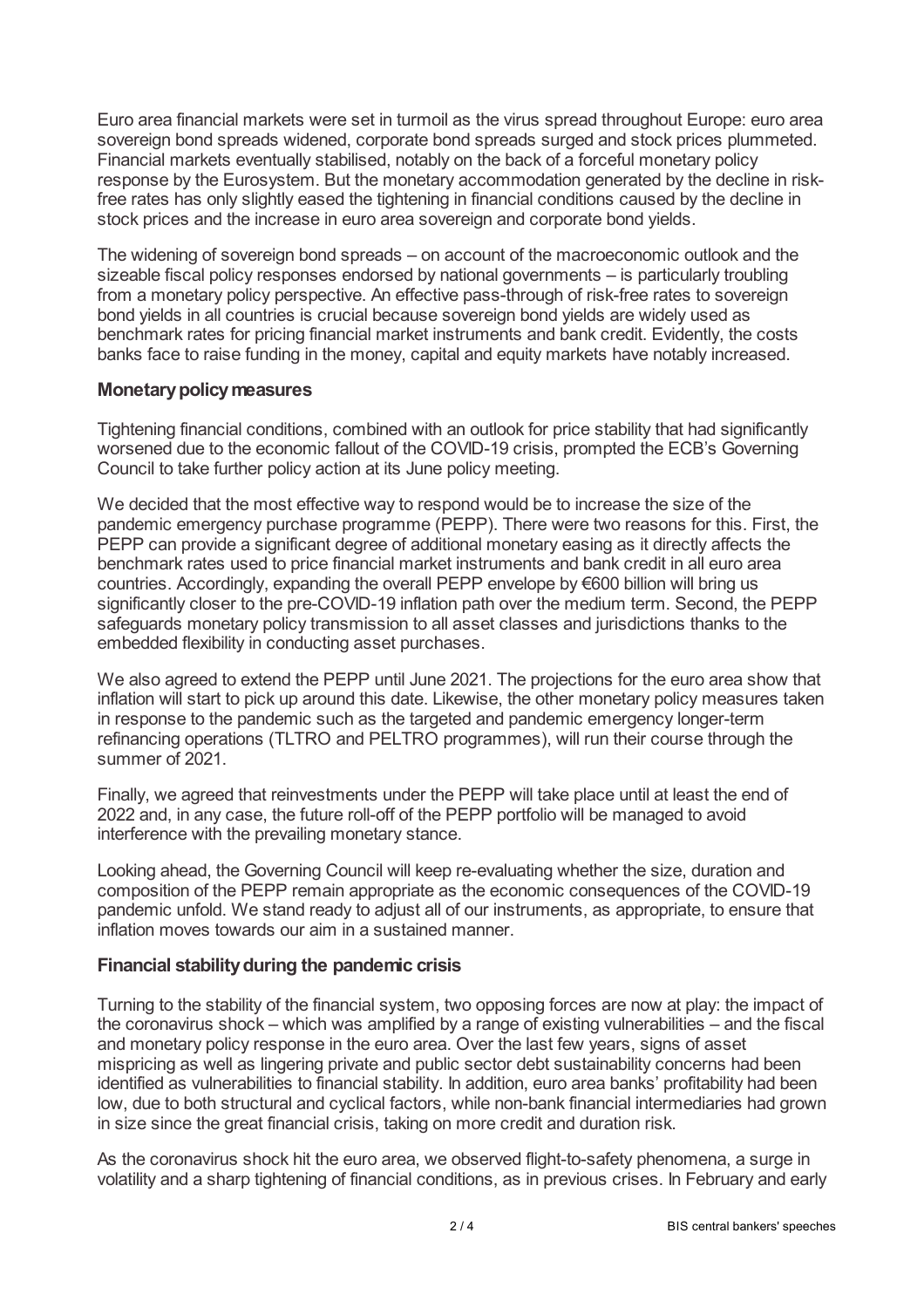Euro area financial markets were set in turmoil as the virus spread throughout Europe: euro area sovereign bond spreads widened, corporate bond spreads surged and stock prices plummeted. Financial markets eventually stabilised, notably on the back of a forceful monetary policy response by the Eurosystem. But the monetary accommodation generated by the decline in risk-free rates has only slightly eased the tightening in financial conditions caused by the decline in stock prices and the increase in euro area sovereign and corporate bond yields.

The widening of sovereign bond spreads – on account of the macroeconomic outlook and the sizeable fiscal policy responses endorsed by national governments – is particularly troubling from a monetary policy perspective. An effective pass-through of risk-free rates to sovereign bond yields in all countries is crucial because sovereign bond yields are widely used as benchmark rates for pricing financial market instruments and bank credit. Evidently, the costs banks face to raise funding in the money, capital and equity markets have notably increased.

### Monetary policy measures

Tightening financial conditions, combined with an outlook for price stability that had significantly worsened due to the economic fallout of the COVID-19 crisis, prompted the ECB's Governing Council to take further policy action at its June policy meeting.

We decided that the most effective way to respond would be to increase the size of the pandemic emergency purchase programme (PEPP). There were two reasons for this. First, the PEPP can provide a significant degree of additional monetary easing as it directly affects the benchmark rates used to price financial market instruments and bank credit in all euro area countries. Accordingly, expanding the overall PEPP envelope by €600 billion will bring us significantly closer to the pre-COVID-19 inflation path over the medium term. Second, the PEPP safeguards monetary policy transmission to all asset classes and jurisdictions thanks to the embedded flexibility in conducting asset purchases.

We also agreed to extend the PEPP until June 2021. The projections for the euro area show that inflation will start to pick up around this date. Likewise, the other monetary policy measures taken in response to the pandemic such as the targeted and pandemic emergency longer-term refinancing operations (TLTRO and PELTRO programmes), will run their course through the summer of 2021.

Finally, we agreed that reinvestments under the PEPP will take place until at least the end of 2022 and, in any case, the future roll-off of the PEPP portfolio will be managed to avoid interference with the prevailing monetary stance.

Looking ahead, the Governing Council will keep re-evaluating whether the size, duration and composition of the PEPP remain appropriate as the economic consequences of the COVID-19 pandemic unfold. We stand ready to adjust all of our instruments, as appropriate, to ensure that inflation moves towards our aim in a sustained manner.

### Financial stability during the pandemic crisis

Turning to the stability of the financial system, two opposing forces are now at play: the impact of the coronavirus shock – which was amplified by a range of existing vulnerabilities – and the fiscal and monetary policy response in the euro area. Over the last few years, signs of asset mispricing as well as lingering private and public sector debt sustainability concerns had been identified as vulnerabilities to financial stability. In addition, euro area banks' profitability had been low, due to both structural and cyclical factors, while non-bank financial intermediaries had grown in size since the great financial crisis, taking on more credit and duration risk.

As the coronavirus shock hit the euro area, we observed flight-to-safety phenomena, a surge in volatility and a sharp tightening of financial conditions, as in previous crises. In February and early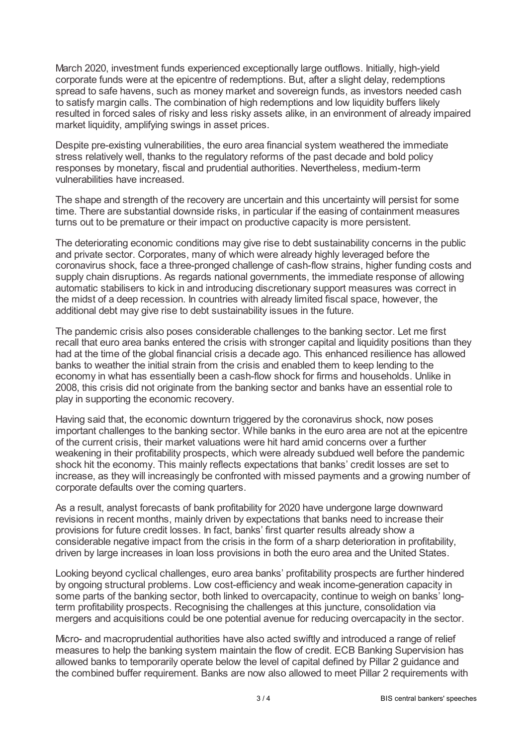March 2020, investment funds experienced exceptionally large outflows. Initially, high-yield corporate funds were at the epicentre of redemptions. But, after a slight delay, redemptions spread to safe havens, such as money market and sovereign funds, as investors needed cash to satisfy margin calls. The combination of high redemptions and low liquidity buffers likely resulted in forced sales of risky and less risky assets alike, in an environment of already impaired market liquidity, amplifying swings in asset prices.

Despite pre-existing vulnerabilities, the euro area financial system weathered the immediate stress relatively well, thanks to the regulatory reforms of the past decade and bold policy responses by monetary, fiscal and prudential authorities. Nevertheless, medium-term vulnerabilities have increased.

The shape and strength of the recovery are uncertain and this uncertainty will persist for some time. There are substantial downside risks, in particular if the easing of containment measures turns out to be premature or their impact on productive capacity is more persistent.

The deteriorating economic conditions may give rise to debt sustainability concerns in the public and private sector. Corporates, many of which were already highly leveraged before the coronavirus shock, face a three-pronged challenge of cash-flow strains, higher funding costs and supply chain disruptions. As regards national governments, the immediate response of allowing automatic stabilisers to kick in and introducing discretionary support measures was correct in the midst of a deep recession. In countries with already limited fiscal space, however, the additional debt may give rise to debt sustainability issues in the future.

The pandemic crisis also poses considerable challenges to the banking sector. Let me first recall that euro area banks entered the crisis with stronger capital and liquidity positions than they had at the time of the global financial crisis a decade ago. This enhanced resilience has allowed banks to weather the initial strain from the crisis and enabled them to keep lending to the economy in what has essentially been a cash-flow shock for firms and households. Unlike in 2008, this crisis did not originate from the banking sector and banks have an essential role to play in supporting the economic recovery.

Having said that, the economic downturn triggered by the coronavirus shock, now poses important challenges to the banking sector. While banks in the euro area are not at the epicentre of the current crisis, their market valuations were hit hard amid concerns over a further weakening in their profitability prospects, which were already subdued well before the pandemic shock hit the economy. This mainly reflects expectations that banks' credit losses are set to increase, as they will increasingly be confronted with missed payments and a growing number of corporate defaults over the coming quarters.

As a result, analyst forecasts of bank profitability for 2020 have undergone large downward revisions in recent months, mainly driven by expectations that banks need to increase their provisions for future credit losses. In fact, banks' first quarter results already show a considerable negative impact from the crisis in the form of a sharp deterioration in profitability, driven by large increases in loan loss provisions in both the euro area and the United States.

Looking beyond cyclical challenges, euro area banks' profitability prospects are further hindered by ongoing structural problems. Low cost-efficiency and weak income-generation capacity in some parts of the banking sector, both linked to overcapacity, continue to weigh on banks' long-term profitability prospects. Recognising the challenges at this juncture, consolidation via mergers and acquisitions could be one potential avenue for reducing overcapacity in the sector.

Micro- and macroprudential authorities have also acted swiftly and introduced a range of relief measures to help the banking system maintain the flow of credit. ECB Banking Supervision has allowed banks to temporarily operate below the level of capital defined by Pillar 2 guidance and the combined buffer requirement. Banks are now also allowed to meet Pillar 2 requirements with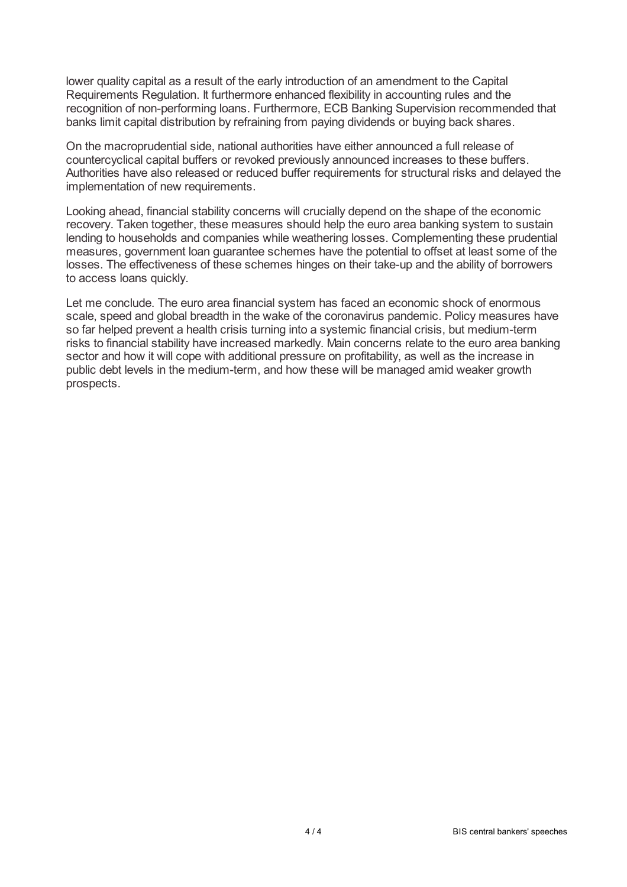lower quality capital as a result of the early introduction of an amendment to the Capital Requirements Regulation. It furthermore enhanced flexibility in accounting rules and the recognition of non-performing loans. Furthermore, ECB Banking Supervision recommended that banks limit capital distribution by refraining from paying dividends or buying back shares.

On the macroprudential side, national authorities have either announced a full release of countercyclical capital buffers or revoked previously announced increases to these buffers. Authorities have also released or reduced buffer requirements for structural risks and delayed the implementation of new requirements.

Looking ahead, financial stability concerns will crucially depend on the shape of the economic recovery. Taken together, these measures should help the euro area banking system to sustain lending to households and companies while weathering losses. Complementing these prudential measures, government loan guarantee schemes have the potential to offset at least some of the losses. The effectiveness of these schemes hinges on their take-up and the ability of borrowers to access loans quickly.

Let me conclude. The euro area financial system has faced an economic shock of enormous scale, speed and global breadth in the wake of the coronavirus pandemic. Policy measures have so far helped prevent a health crisis turning into a systemic financial crisis, but medium-term risks to financial stability have increased markedly. Main concerns relate to the euro area banking sector and how it will cope with additional pressure on profitability, as well as the increase in public debt levels in the medium-term, and how these will be managed amid weaker growth prospects.